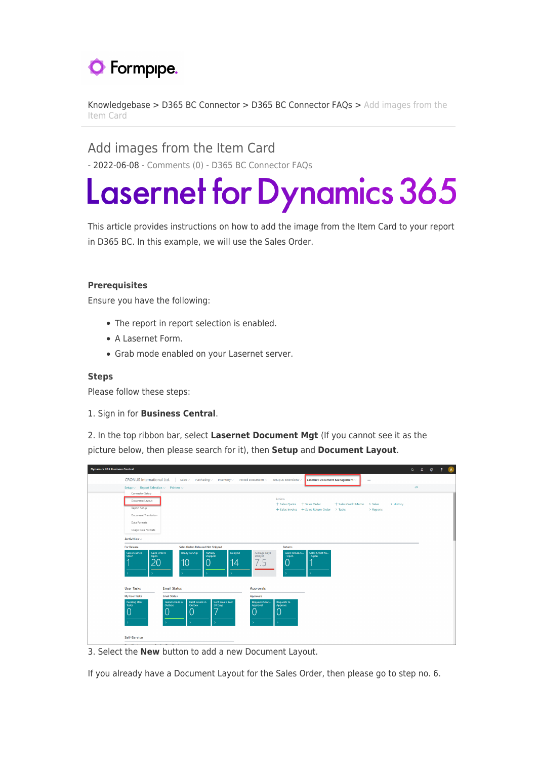Knowledgebase > D365 BC Connector > D365 BC Connector FAQs > Add images from the Item Card

# Add images from the Item Card

- 2022-06-08 - Comments (0) - D365 BC Connector FAQs

# Lasernet for Dynamics 365

This article provides instructions on how to add the image from the Item Card to your report in D365 BC. In this example, we will use the Sales Order.

### Prerequisites

Ensure you have the following:

- The report in report selection is enabled.
- A Lasernet Form.
- Grab mode enabled on your Lasernet server.

### Steps

Please follow these steps:

1. Sign in for **Business Central**.

2. In the top ribbon bar, select **Lasernet Document Mgt** (If you cannot see it as the picture below, then please search for it), then **Setup** and **Document Layout**.

3. Select the **New** button to add a new Document Layout.

If you already have a Document Layout for the Sales Order, then please go to step no. 6.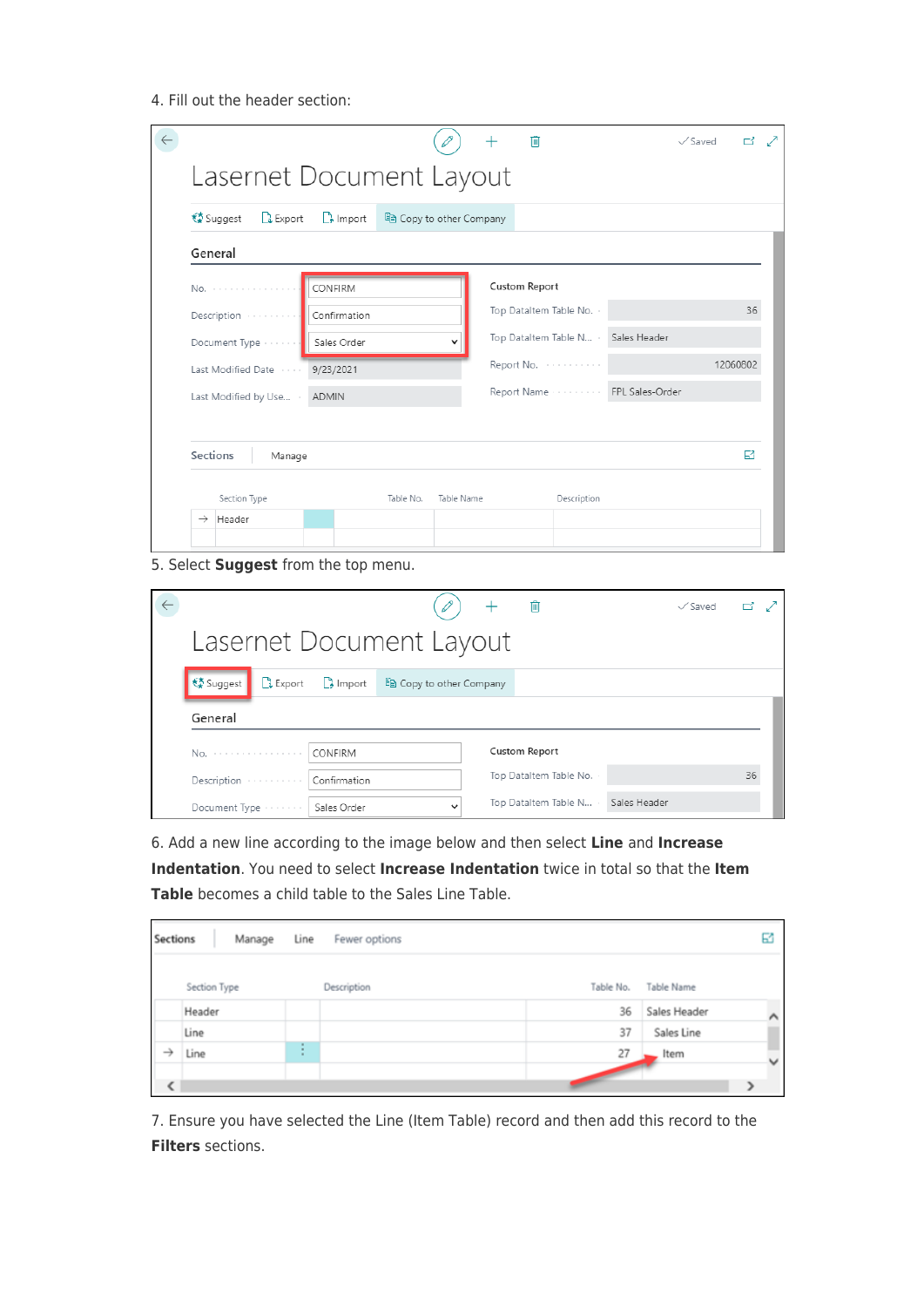4. Fill out the header section:

Lasernet Document Layout

Suggest | Export | Import | Copy to other Company

**General**

| | | | |
|---|---|---|---|
| No. | CONFIRM | Custom Report | |
| Description | Confirmation | Top DataItem Table No. | 36 |
| Document Type | Sales Order | Top DataItem Table N... | Sales Header |
| Last Modified Date | 9/23/2021 | Report No. | 12060802 |
| Last Modified by Use... | ADMIN | Report Name | FPL Sales-Order |

**Sections** | Manage

| Section Type | Table No. | Table Name | Description |
|---|---|---|---|
| Header | | | |

5. Select **Suggest** from the top menu.

Lasernet Document Layout

Suggest | Export | Import | Copy to other Company

**General**

| | | | |
|---|---|---|---|
| No. | CONFIRM | Custom Report | |
| Description | Confirmation | Top DataItem Table No. | 36 |
| Document Type | Sales Order | Top DataItem Table N... | Sales Header |

6. Add a new line according to the image below and then select **Line** and **Increase Indentation**. You need to select **Increase Indentation** twice in total so that the **Item Table** becomes a child table to the Sales Line Table.

**Sections** | Manage | Line | Fewer options

| Section Type | Description | Table No. | Table Name |
|---|---|---|---|
| Header | | 36 | Sales Header |
| Line | | 37 | Sales Line |
| Line | | 27 | Item |

7. Ensure you have selected the Line (Item Table) record and then add this record to the **Filters** sections.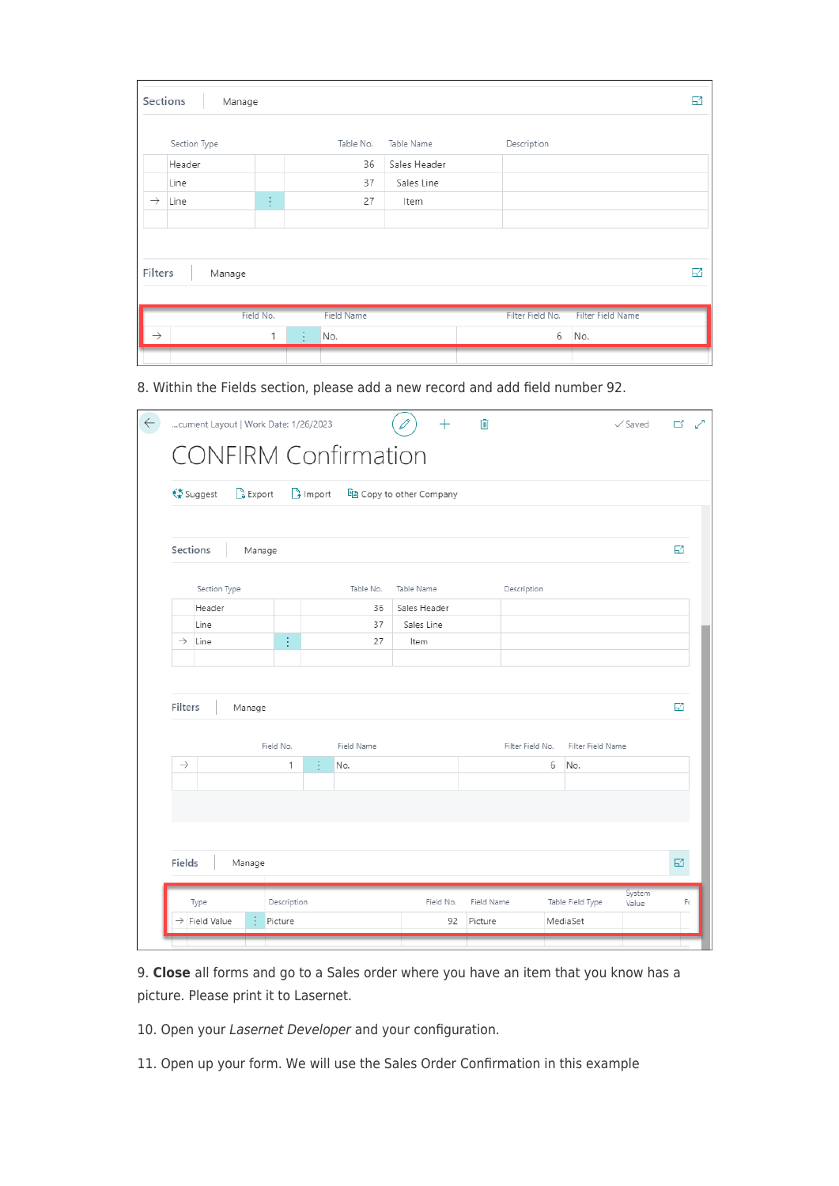8. Within the Fields section, please add a new record and add field number 92.

9. **Close** all forms and go to a Sales order where you have an item that you know has a picture. Please print it to Lasernet.

10. Open your *Lasernet Developer* and your configuration.

11. Open up your form. We will use the Sales Order Confirmation in this example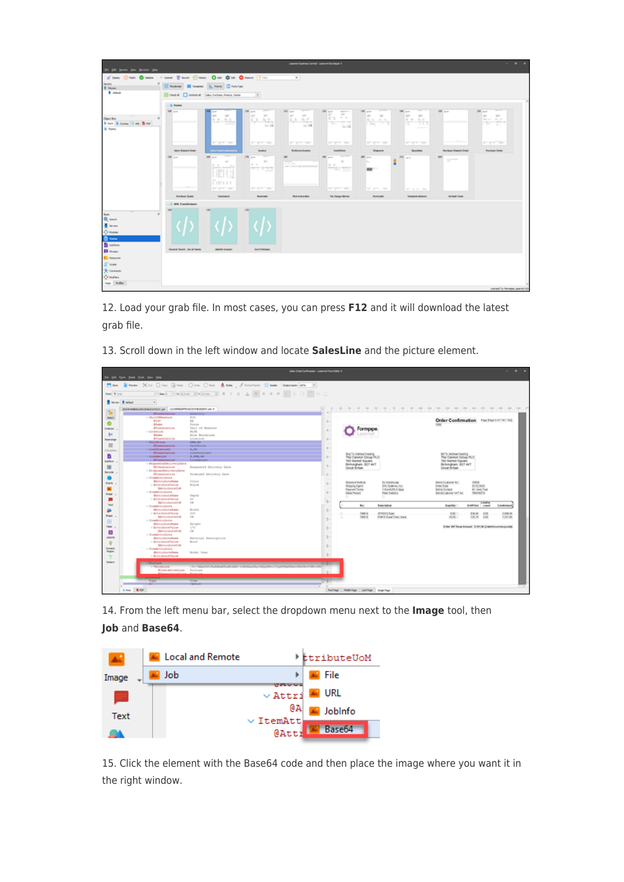12. Load your grab file. In most cases, you can press **F12** and it will download the latest grab file.

13. Scroll down in the left window and locate **SalesLine** and the picture element.

14. From the left menu bar, select the dropdown menu next to the **Image** tool, then **Job** and **Base64**.

15. Click the element with the Base64 code and then place the image where you want it in the right window.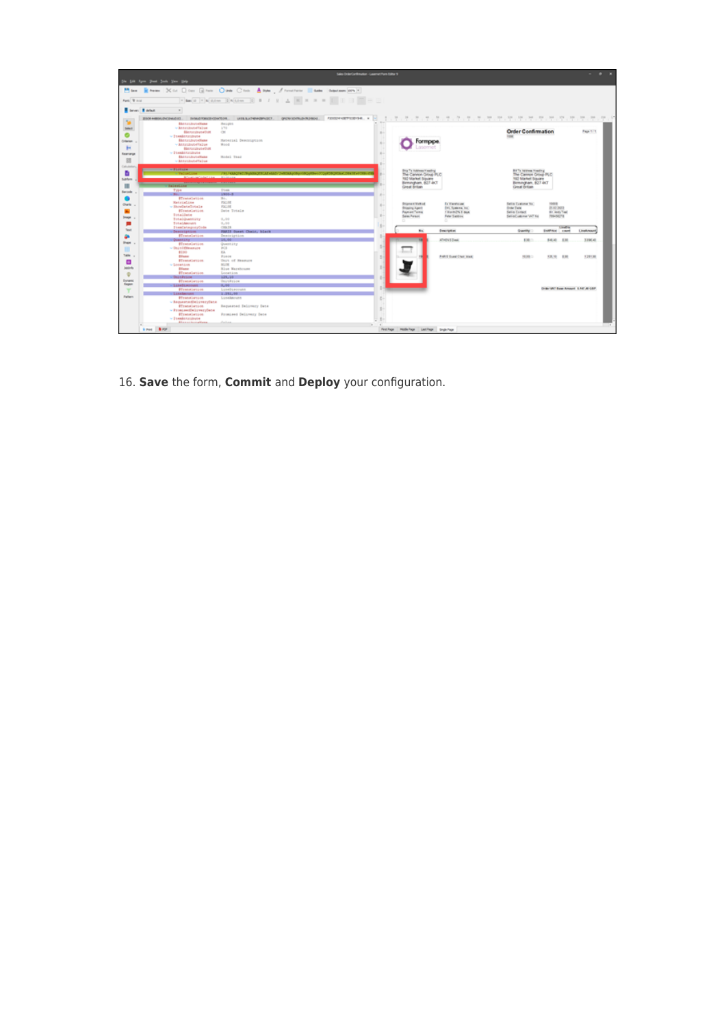16. **Save** the form, **Commit** and **Deploy** your configuration.